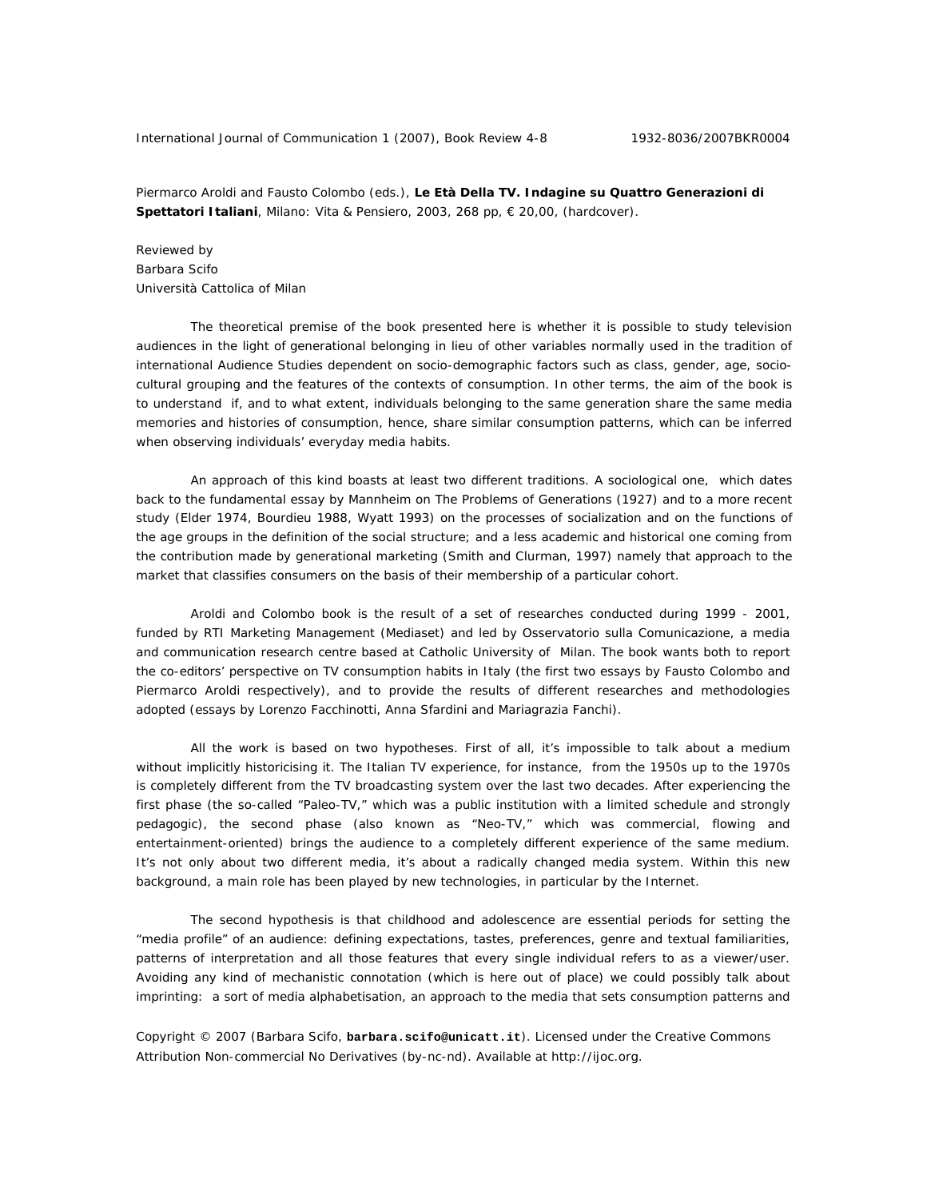Piermarco Aroldi and Fausto Colombo (eds.), **Le Età Della TV. Indagine su Quattro Generazioni di Spettatori Italiani**, Milano: Vita & Pensiero, 2003, 268 pp, € 20,00, (hardcover).

Reviewed by
Barbara Scifo
Università Cattolica of Milan

The theoretical premise of the book presented here is whether it is possible to study television audiences in the light of generational belonging in lieu of other variables normally used in the tradition of international Audience Studies dependent on socio-demographic factors such as class, gender, age, socio-cultural grouping and the features of the contexts of consumption. In other terms, the aim of the book is to understand if, and to what extent, individuals belonging to the same generation share the same media memories and histories of consumption, hence, share similar consumption patterns, which can be inferred when observing individuals' everyday media habits.

An approach of this kind boasts at least two different traditions. A sociological one, which dates back to the fundamental essay by Mannheim on The Problems of Generations (1927) and to a more recent study (Elder 1974, Bourdieu 1988, Wyatt 1993) on the processes of socialization and on the functions of the age groups in the definition of the social structure; and a less academic and historical one coming from the contribution made by generational marketing (Smith and Clurman, 1997) namely that approach to the market that classifies consumers on the basis of their membership of a particular cohort.

Aroldi and Colombo book is the result of a set of researches conducted during 1999 - 2001, funded by RTI Marketing Management (Mediaset) and led by Osservatorio sulla Comunicazione, a media and communication research centre based at Catholic University of Milan. The book wants both to report the co-editors' perspective on TV consumption habits in Italy (the first two essays by Fausto Colombo and Piermarco Aroldi respectively), and to provide the results of different researches and methodologies adopted (essays by Lorenzo Facchinotti, Anna Sfardini and Mariagrazia Fanchi).

All the work is based on two hypotheses. First of all, it's impossible to talk about a medium without implicitly historicising it. The Italian TV experience, for instance, from the 1950s up to the 1970s is completely different from the TV broadcasting system over the last two decades. After experiencing the first phase (the so-called "Paleo-TV," which was a public institution with a limited schedule and strongly pedagogic), the second phase (also known as "Neo-TV," which was commercial, flowing and entertainment-oriented) brings the audience to a completely different experience of the same medium. It's not only about two different media, it's about a radically changed media system. Within this new background, a main role has been played by new technologies, in particular by the Internet.

The second hypothesis is that childhood and adolescence are essential periods for setting the "media profile" of an audience: defining expectations, tastes, preferences, genre and textual familiarities, patterns of interpretation and all those features that every single individual refers to as a viewer/user. Avoiding any kind of mechanistic connotation (which is here out of place) we could possibly talk about imprinting: a sort of media alphabetisation, an approach to the media that sets consumption patterns and

Copyright © 2007 (Barbara Scifo, **barbara.scifo@unicatt.it**). Licensed under the Creative Commons Attribution Non-commercial No Derivatives (by-nc-nd). Available at http://ijoc.org.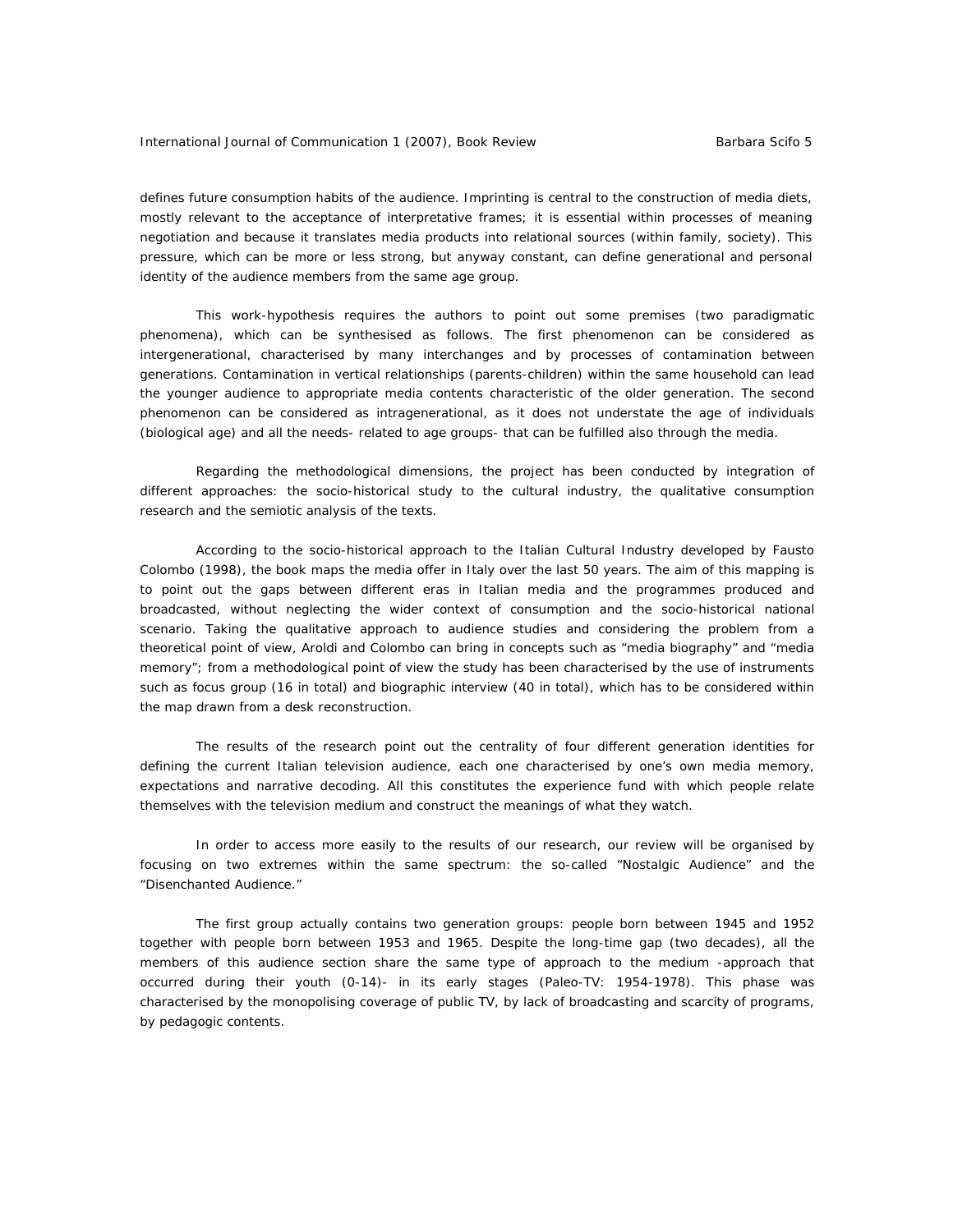defines future consumption habits of the audience. Imprinting is central to the construction of media diets, mostly relevant to the acceptance of interpretative frames; it is essential within processes of meaning negotiation and because it translates media products into relational sources (within family, society). This pressure, which can be more or less strong, but anyway constant, can define generational and personal identity of the audience members from the same age group.

This work-hypothesis requires the authors to point out some premises (two paradigmatic phenomena), which can be synthesised as follows. The first phenomenon can be considered as intergenerational, characterised by many interchanges and by processes of contamination between generations. Contamination in vertical relationships (parents-children) within the same household can lead the younger audience to appropriate media contents characteristic of the older generation. The second phenomenon can be considered as intragenerational, as it does not understate the age of individuals (biological age) and all the needs- related to age groups- that can be fulfilled also through the media.

Regarding the methodological dimensions, the project has been conducted by integration of different approaches: the socio-historical study to the cultural industry, the qualitative consumption research and the semiotic analysis of the texts.

According to the socio-historical approach to the Italian Cultural Industry developed by Fausto Colombo (1998), the book maps the media offer in Italy over the last 50 years. The aim of this mapping is to point out the gaps between different eras in Italian media and the programmes produced and broadcasted, without neglecting the wider context of consumption and the socio-historical national scenario. Taking the qualitative approach to audience studies and considering the problem from a theoretical point of view, Aroldi and Colombo can bring in concepts such as "media biography" and "media memory"; from a methodological point of view the study has been characterised by the use of instruments such as focus group (16 in total) and biographic interview (40 in total), which has to be considered within the map drawn from a desk reconstruction.

The results of the research point out the centrality of four different generation identities for defining the current Italian television audience, each one characterised by one's own media memory, expectations and narrative decoding. All this constitutes the experience fund with which people relate themselves with the television medium and construct the meanings of what they watch.

In order to access more easily to the results of our research, our review will be organised by focusing on two extremes within the same spectrum: the so-called "Nostalgic Audience" and the "Disenchanted Audience."

The first group actually contains two generation groups: people born between 1945 and 1952 together with people born between 1953 and 1965. Despite the long-time gap (two decades), all the members of this audience section share the same type of approach to the medium -approach that occurred during their youth (0-14)- in its early stages (Paleo-TV: 1954-1978). This phase was characterised by the monopolising coverage of public TV, by lack of broadcasting and scarcity of programs, by pedagogic contents.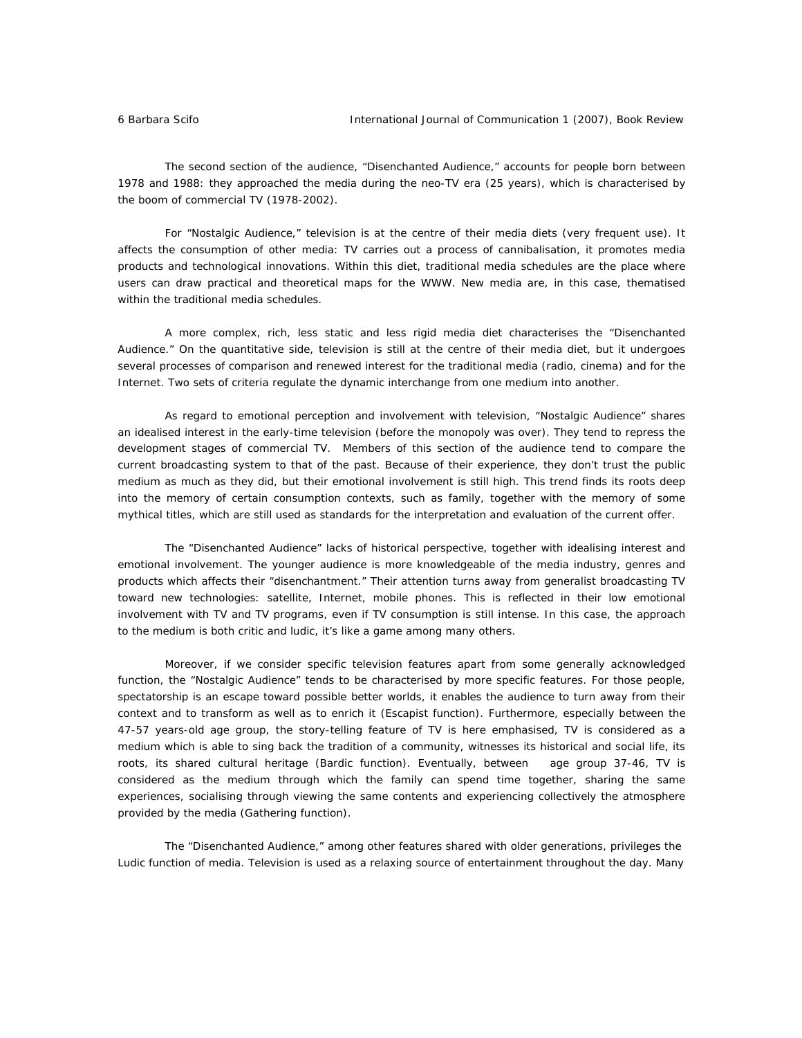The second section of the audience, "Disenchanted Audience," accounts for people born between 1978 and 1988: they approached the media during the neo-TV era (25 years), which is characterised by the boom of commercial TV (1978-2002).

For "Nostalgic Audience," television is at the centre of their media diets (very frequent use). It affects the consumption of other media: TV carries out a process of cannibalisation, it promotes media products and technological innovations. Within this diet, traditional media schedules are the place where users can draw practical and theoretical maps for the WWW. New media are, in this case, thematised within the traditional media schedules.

A more complex, rich, less static and less rigid media diet characterises the "Disenchanted Audience." On the quantitative side, television is still at the centre of their media diet, but it undergoes several processes of comparison and renewed interest for the traditional media (radio, cinema) and for the Internet. Two sets of criteria regulate the dynamic interchange from one medium into another.

As regard to emotional perception and involvement with television, "Nostalgic Audience" shares an idealised interest in the early-time television (before the monopoly was over). They tend to repress the development stages of commercial TV. Members of this section of the audience tend to compare the current broadcasting system to that of the past. Because of their experience, they don't trust the public medium as much as they did, but their emotional involvement is still high. This trend finds its roots deep into the memory of certain consumption contexts, such as family, together with the memory of some mythical titles, which are still used as standards for the interpretation and evaluation of the current offer.

The "Disenchanted Audience" lacks of historical perspective, together with idealising interest and emotional involvement. The younger audience is more knowledgeable of the media industry, genres and products which affects their "disenchantment." Their attention turns away from generalist broadcasting TV toward new technologies: satellite, Internet, mobile phones. This is reflected in their low emotional involvement with TV and TV programs, even if TV consumption is still intense. In this case, the approach to the medium is both critic and ludic, it's like a game among many others.

Moreover, if we consider specific television features apart from some generally acknowledged function, the "Nostalgic Audience" tends to be characterised by more specific features. For those people, spectatorship is an escape toward possible better worlds, it enables the audience to turn away from their context and to transform as well as to enrich it (Escapist function). Furthermore, especially between the 47-57 years-old age group, the story-telling feature of TV is here emphasised, TV is considered as a medium which is able to sing back the tradition of a community, witnesses its historical and social life, its roots, its shared cultural heritage (Bardic function). Eventually, between age group 37-46, TV is considered as the medium through which the family can spend time together, sharing the same experiences, socialising through viewing the same contents and experiencing collectively the atmosphere provided by the media (Gathering function).

The "Disenchanted Audience," among other features shared with older generations, privileges the Ludic function of media. Television is used as a relaxing source of entertainment throughout the day. Many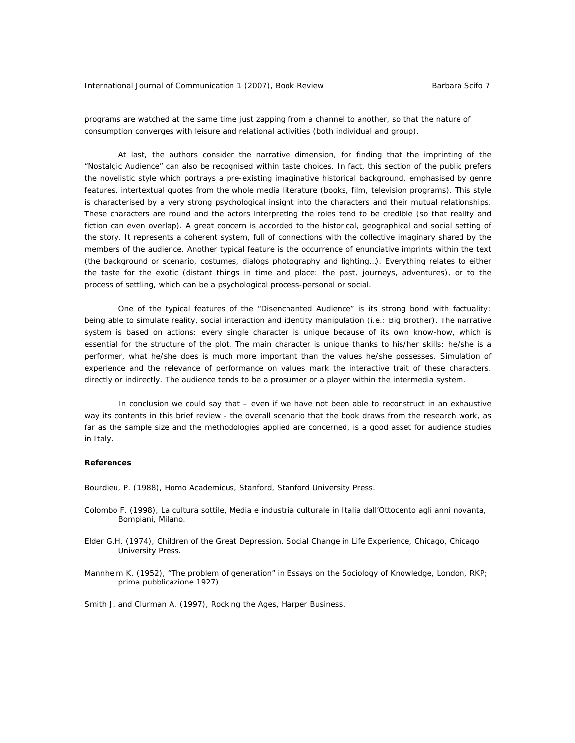programs are watched at the same time just zapping from a channel to another, so that the nature of consumption converges with leisure and relational activities (both individual and group).

At last, the authors consider the narrative dimension, for finding that the imprinting of the "Nostalgic Audience" can also be recognised within taste choices. In fact, this section of the public prefers the novelistic style which portrays a pre-existing imaginative historical background, emphasised by genre features, intertextual quotes from the whole media literature (books, film, television programs). This style is characterised by a very strong psychological insight into the characters and their mutual relationships. These characters are round and the actors interpreting the roles tend to be credible (so that reality and fiction can even overlap). A great concern is accorded to the historical, geographical and social setting of the story. It represents a coherent system, full of connections with the collective imaginary shared by the members of the audience. Another typical feature is the occurrence of enunciative imprints within the text (the background or scenario, costumes, dialogs photography and lighting…). Everything relates to either the taste for the exotic (distant things in time and place: the past, journeys, adventures), or to the process of settling, which can be a psychological process-personal or social.

One of the typical features of the "Disenchanted Audience" is its strong bond with factuality: being able to simulate reality, social interaction and identity manipulation (i.e.: Big Brother). The narrative system is based on actions: every single character is unique because of its own know-how, which is essential for the structure of the plot. The main character is unique thanks to his/her skills: he/she is a performer, what he/she does is much more important than the values he/she possesses. Simulation of experience and the relevance of performance on values mark the interactive trait of these characters, directly or indirectly. The audience tends to be a prosumer or a player within the intermedia system.

In conclusion we could say that – even if we have not been able to reconstruct in an exhaustive way its contents in this brief review - the overall scenario that the book draws from the research work, as far as the sample size and the methodologies applied are concerned, is a good asset for audience studies in Italy.

**References**

Bourdieu, P. (1988), Homo Academicus, Stanford, Stanford University Press.

Colombo F. (1998), La cultura sottile, Media e industria culturale in Italia dall'Ottocento agli anni novanta, Bompiani, Milano.

Elder G.H. (1974), Children of the Great Depression. Social Change in Life Experience, Chicago, Chicago University Press.

Mannheim K. (1952), "The problem of generation" in Essays on the Sociology of Knowledge, London, RKP; prima pubblicazione 1927).

Smith J. and Clurman A. (1997), Rocking the Ages, Harper Business.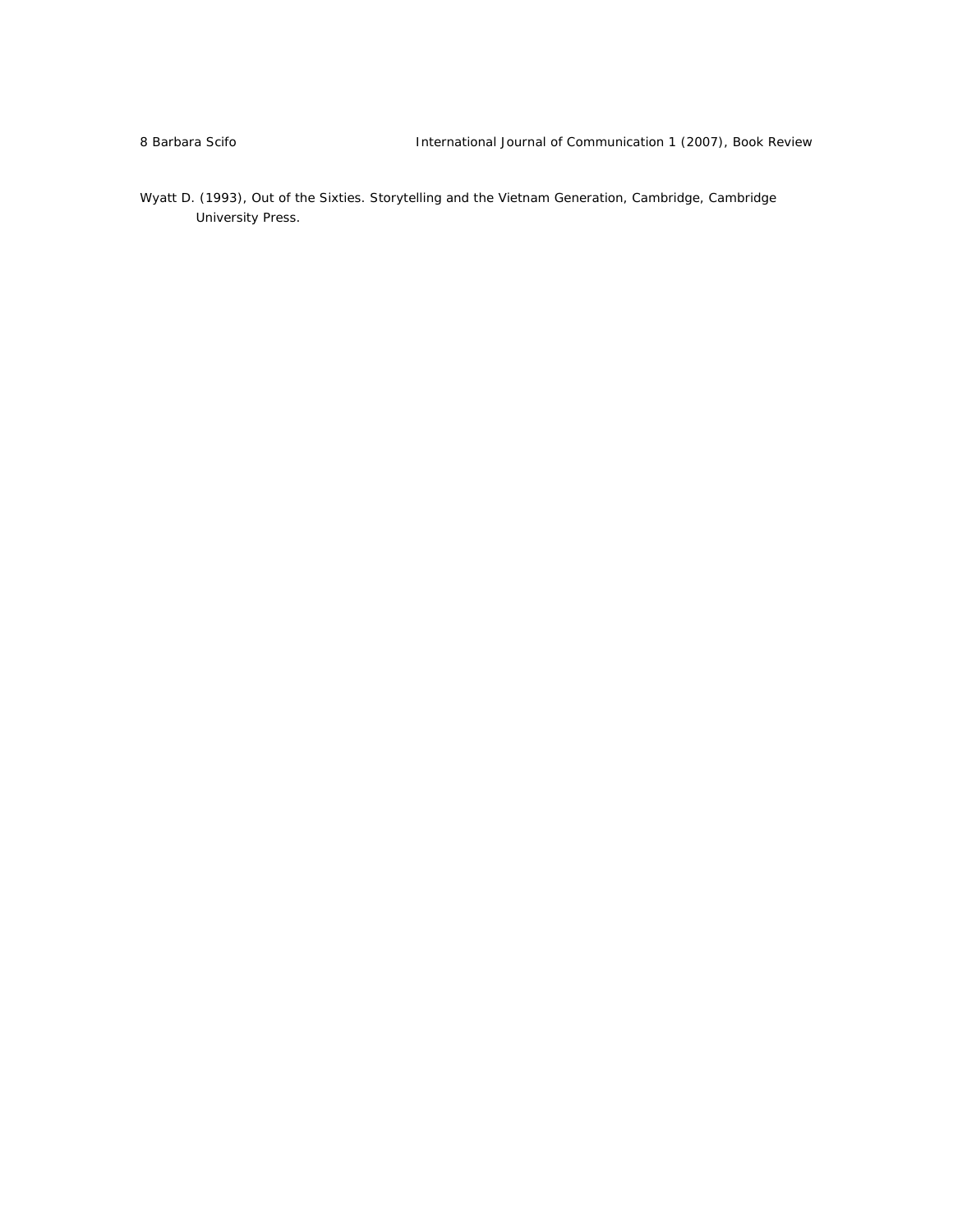Wyatt D. (1993), Out of the Sixties. Storytelling and the Vietnam Generation, Cambridge, Cambridge University Press.